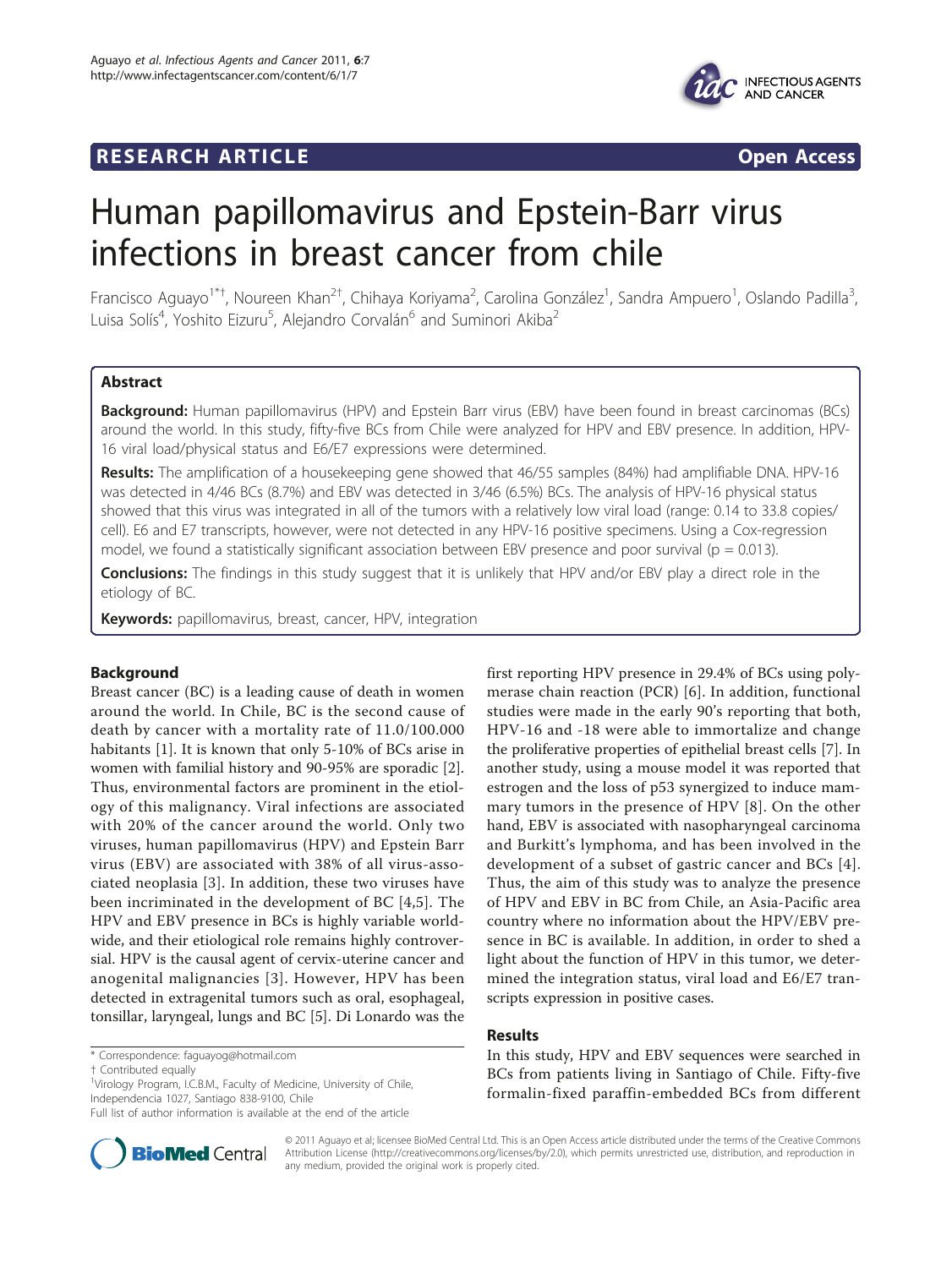# Human papillomavirus and Epstein-Barr virus infections in breast cancer from chile

Francisco Aguayo[1*†], Noureen Khan[2†], Chihaya Koriyama[2], Carolina González[1], Sandra Ampuero[1], Oslando Padilla[3], Luisa Solís[4], Yoshito Eizuru[5], Alejandro Corvalán[6] and Suminori Akiba[2]

## Abstract

**Background:** Human papillomavirus (HPV) and Epstein Barr virus (EBV) have been found in breast carcinomas (BCs) around the world. In this study, fifty-five BCs from Chile were analyzed for HPV and EBV presence. In addition, HPV-16 viral load/physical status and E6/E7 expressions were determined.

**Results:** The amplification of a housekeeping gene showed that 46/55 samples (84%) had amplifiable DNA. HPV-16 was detected in 4/46 BCs (8.7%) and EBV was detected in 3/46 (6.5%) BCs. The analysis of HPV-16 physical status showed that this virus was integrated in all of the tumors with a relatively low viral load (range: 0.14 to 33.8 copies/cell). E6 and E7 transcripts, however, were not detected in any HPV-16 positive specimens. Using a Cox-regression model, we found a statistically significant association between EBV presence and poor survival ($p = 0.013$).

**Conclusions:** The findings in this study suggest that it is unlikely that HPV and/or EBV play a direct role in the etiology of BC.

**Keywords:** papillomavirus, breast, cancer, HPV, integration

## Background

Breast cancer (BC) is a leading cause of death in women around the world. In Chile, BC is the second cause of death by cancer with a mortality rate of 11.0/100.000 habitants [1]. It is known that only 5-10% of BCs arise in women with familial history and 90-95% are sporadic [2]. Thus, environmental factors are prominent in the etiology of this malignancy. Viral infections are associated with 20% of the cancer around the world. Only two viruses, human papillomavirus (HPV) and Epstein Barr virus (EBV) are associated with 38% of all virus-associated neoplasia [3]. In addition, these two viruses have been incriminated in the development of BC [4,5]. The HPV and EBV presence in BCs is highly variable worldwide, and their etiological role remains highly controversial. HPV is the causal agent of cervix-uterine cancer and anogenital malignancies [3]. However, HPV has been detected in extragenital tumors such as oral, esophageal, tonsillar, laryngeal, lungs and BC [5]. Di Lonardo was the first reporting HPV presence in 29.4% of BCs using polymerase chain reaction (PCR) [6]. In addition, functional studies were made in the early 90's reporting that both, HPV-16 and -18 were able to immortalize and change the proliferative properties of epithelial breast cells [7]. In another study, using a mouse model it was reported that estrogen and the loss of p53 synergized to induce mammary tumors in the presence of HPV [8]. On the other hand, EBV is associated with nasopharyngeal carcinoma and Burkitt's lymphoma, and has been involved in the development of a subset of gastric cancer and BCs [4]. Thus, the aim of this study was to analyze the presence of HPV and EBV in BC from Chile, an Asia-Pacific area country where no information about the HPV/EBV presence in BC is available. In addition, in order to shed a light about the function of HPV in this tumor, we determined the integration status, viral load and E6/E7 transcripts expression in positive cases.

## Results

In this study, HPV and EBV sequences were searched in BCs from patients living in Santiago of Chile. Fifty-five formalin-fixed paraffin-embedded BCs from different

\* Correspondence: faguayog@hotmail.com
† Contributed equally
[1]Virology Program, I.C.B.M., Faculty of Medicine, University of Chile, Independencia 1027, Santiago 838-9100, Chile
Full list of author information is available at the end of the article

© 2011 Aguayo et al; licensee BioMed Central Ltd. This is an Open Access article distributed under the terms of the Creative Commons Attribution License (http://creativecommons.org/licenses/by/2.0), which permits unrestricted use, distribution, and reproduction in any medium, provided the original work is properly cited.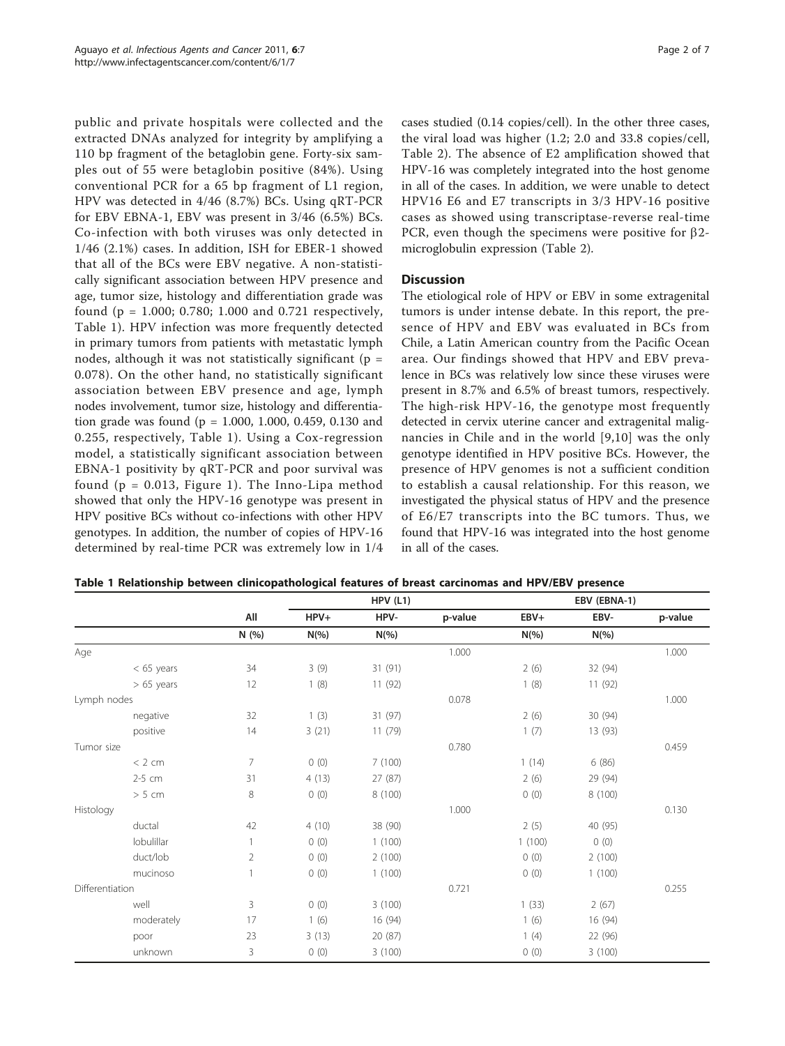public and private hospitals were collected and the extracted DNAs analyzed for integrity by amplifying a 110 bp fragment of the betaglobin gene. Forty-six samples out of 55 were betaglobin positive (84%). Using conventional PCR for a 65 bp fragment of L1 region, HPV was detected in 4/46 (8.7%) BCs. Using qRT-PCR for EBV EBNA-1, EBV was present in 3/46 (6.5%) BCs. Co-infection with both viruses was only detected in 1/46 (2.1%) cases. In addition, ISH for EBER-1 showed that all of the BCs were EBV negative. A non-statistically significant association between HPV presence and age, tumor size, histology and differentiation grade was found (p = 1.000; 0.780; 1.000 and 0.721 respectively, Table 1). HPV infection was more frequently detected in primary tumors from patients with metastatic lymph nodes, although it was not statistically significant (p = 0.078). On the other hand, no statistically significant association between EBV presence and age, lymph nodes involvement, tumor size, histology and differentiation grade was found (p = 1.000, 1.000, 0.459, 0.130 and 0.255, respectively, Table 1). Using a Cox-regression model, a statistically significant association between EBNA-1 positivity by qRT-PCR and poor survival was found (p = 0.013, Figure 1). The Inno-Lipa method showed that only the HPV-16 genotype was present in HPV positive BCs without co-infections with other HPV genotypes. In addition, the number of copies of HPV-16 determined by real-time PCR was extremely low in 1/4 cases studied (0.14 copies/cell). In the other three cases, the viral load was higher (1.2; 2.0 and 33.8 copies/cell, Table 2). The absence of E2 amplification showed that HPV-16 was completely integrated into the host genome in all of the cases. In addition, we were unable to detect HPV16 E6 and E7 transcripts in 3/3 HPV-16 positive cases as showed using transcriptase-reverse real-time PCR, even though the specimens were positive for β2-microglobulin expression (Table 2).

## Discussion

The etiological role of HPV or EBV in some extragenital tumors is under intense debate. In this report, the presence of HPV and EBV was evaluated in BCs from Chile, a Latin American country from the Pacific Ocean area. Our findings showed that HPV and EBV prevalence in BCs was relatively low since these viruses were present in 8.7% and 6.5% of breast tumors, respectively. The high-risk HPV-16, the genotype most frequently detected in cervix uterine cancer and extragenital malignancies in Chile and in the world [9,10] was the only genotype identified in HPV positive BCs. However, the presence of HPV genomes is not a sufficient condition to establish a causal relationship. For this reason, we investigated the physical status of HPV and the presence of E6/E7 transcripts into the BC tumors. Thus, we found that HPV-16 was integrated into the host genome in all of the cases.

**Table 1 Relationship between clinicopathological features of breast carcinomas and HPV/EBV presence**

| | | All | HPV (L1) | | | EBV (EBNA-1) | | |
|---|---|---|---|---|---|---|---|---|
| | | | HPV+ | HPV- | p-value | EBV+ | EBV- | p-value |
| | | N (%) | N(%) | N(%) | | N(%) | N(%) | |
| Age | | | | | 1.000 | | | 1.000 |
| | < 65 years | 34 | 3 (9) | 31 (91) | | 2 (6) | 32 (94) | |
| | > 65 years | 12 | 1 (8) | 11 (92) | | 1 (8) | 11 (92) | |
| Lymph nodes | | | | | 0.078 | | | 1.000 |
| | negative | 32 | 1 (3) | 31 (97) | | 2 (6) | 30 (94) | |
| | positive | 14 | 3 (21) | 11 (79) | | 1 (7) | 13 (93) | |
| Tumor size | | | | | 0.780 | | | 0.459 |
| | < 2 cm | 7 | 0 (0) | 7 (100) | | 1 (14) | 6 (86) | |
| | 2-5 cm | 31 | 4 (13) | 27 (87) | | 2 (6) | 29 (94) | |
| | > 5 cm | 8 | 0 (0) | 8 (100) | | 0 (0) | 8 (100) | |
| Histology | | | | | 1.000 | | | 0.130 |
| | ductal | 42 | 4 (10) | 38 (90) | | 2 (5) | 40 (95) | |
| | lobulillar | 1 | 0 (0) | 1 (100) | | 1 (100) | 0 (0) | |
| | duct/lob | 2 | 0 (0) | 2 (100) | | 0 (0) | 2 (100) | |
| | mucinoso | 1 | 0 (0) | 1 (100) | | 0 (0) | 1 (100) | |
| Differentiation | | | | | 0.721 | | | 0.255 |
| | well | 3 | 0 (0) | 3 (100) | | 1 (33) | 2 (67) | |
| | moderately | 17 | 1 (6) | 16 (94) | | 1 (6) | 16 (94) | |
| | poor | 23 | 3 (13) | 20 (87) | | 1 (4) | 22 (96) | |
| | unknown | 3 | 0 (0) | 3 (100) | | 0 (0) | 3 (100) | |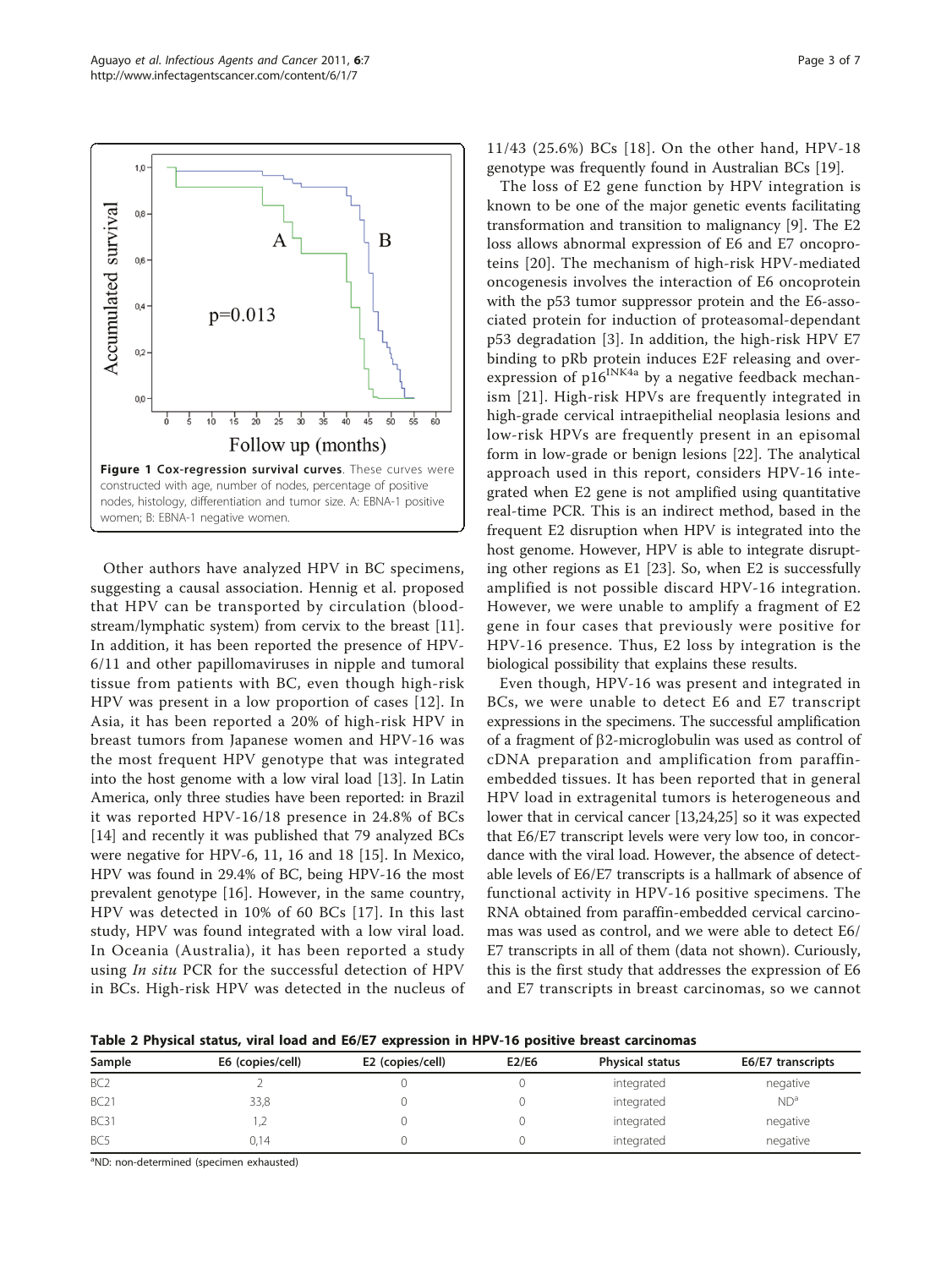**Figure 1 Cox-regression survival curves**. These curves were constructed with age, number of nodes, percentage of positive nodes, histology, differentiation and tumor size. A: EBNA-1 positive women; B: EBNA-1 negative women.

Other authors have analyzed HPV in BC specimens, suggesting a causal association. Hennig et al. proposed that HPV can be transported by circulation (bloodstream/lymphatic system) from cervix to the breast [11]. In addition, it has been reported the presence of HPV-6/11 and other papillomaviruses in nipple and tumoral tissue from patients with BC, even though high-risk HPV was present in a low proportion of cases [12]. In Asia, it has been reported a 20% of high-risk HPV in breast tumors from Japanese women and HPV-16 was the most frequent HPV genotype that was integrated into the host genome with a low viral load [13]. In Latin America, only three studies have been reported: in Brazil it was reported HPV-16/18 presence in 24.8% of BCs [14] and recently it was published that 79 analyzed BCs were negative for HPV-6, 11, 16 and 18 [15]. In Mexico, HPV was found in 29.4% of BC, being HPV-16 the most prevalent genotype [16]. However, in the same country, HPV was detected in 10% of 60 BCs [17]. In this last study, HPV was found integrated with a low viral load. In Oceania (Australia), it has been reported a study using *In situ* PCR for the successful detection of HPV in BCs. High-risk HPV was detected in the nucleus of 11/43 (25.6%) BCs [18]. On the other hand, HPV-18 genotype was frequently found in Australian BCs [19].

The loss of E2 gene function by HPV integration is known to be one of the major genetic events facilitating transformation and transition to malignancy [9]. The E2 loss allows abnormal expression of E6 and E7 oncoproteins [20]. The mechanism of high-risk HPV-mediated oncogenesis involves the interaction of E6 oncoprotein with the p53 tumor suppressor protein and the E6-associated protein for induction of proteasomal-dependant p53 degradation [3]. In addition, the high-risk HPV E7 binding to pRb protein induces E2F releasing and overexpression of $p16^{INK4a}$ by a negative feedback mechanism [21]. High-risk HPVs are frequently integrated in high-grade cervical intraepithelial neoplasia lesions and low-risk HPVs are frequently present in an episomal form in low-grade or benign lesions [22]. The analytical approach used in this report, considers HPV-16 integrated when E2 gene is not amplified using quantitative real-time PCR. This is an indirect method, based in the frequent E2 disruption when HPV is integrated into the host genome. However, HPV is able to integrate disrupting other regions as E1 [23]. So, when E2 is successfully amplified is not possible discard HPV-16 integration. However, we were unable to amplify a fragment of E2 gene in four cases that previously were positive for HPV-16 presence. Thus, E2 loss by integration is the biological possibility that explains these results.

Even though, HPV-16 was present and integrated in BCs, we were unable to detect E6 and E7 transcript expressions in the specimens. The successful amplification of a fragment of β2-microglobulin was used as control of cDNA preparation and amplification from paraffin-embedded tissues. It has been reported that in general HPV load in extragenital tumors is heterogeneous and lower that in cervical cancer [13,24,25] so it was expected that E6/E7 transcript levels were very low too, in concordance with the viral load. However, the absence of detectable levels of E6/E7 transcripts is a hallmark of absence of functional activity in HPV-16 positive specimens. The RNA obtained from paraffin-embedded cervical carcinomas was used as control, and we were able to detect E6/E7 transcripts in all of them (data not shown). Curiously, this is the first study that addresses the expression of E6 and E7 transcripts in breast carcinomas, so we cannot

**Table 2 Physical status, viral load and E6/E7 expression in HPV-16 positive breast carcinomas**

| Sample | E6 (copies/cell) | E2 (copies/cell) | E2/E6 | Physical status | E6/E7 transcripts |
|---|---|---|---|---|---|
| BC2 | 2 | 0 | 0 | integrated | negative |
| BC21 | 33,8 | 0 | 0 | integrated | ND[a] |
| BC31 | 1,2 | 0 | 0 | integrated | negative |
| BC5 | 0,14 | 0 | 0 | integrated | negative |

[a]ND: non-determined (specimen exhausted)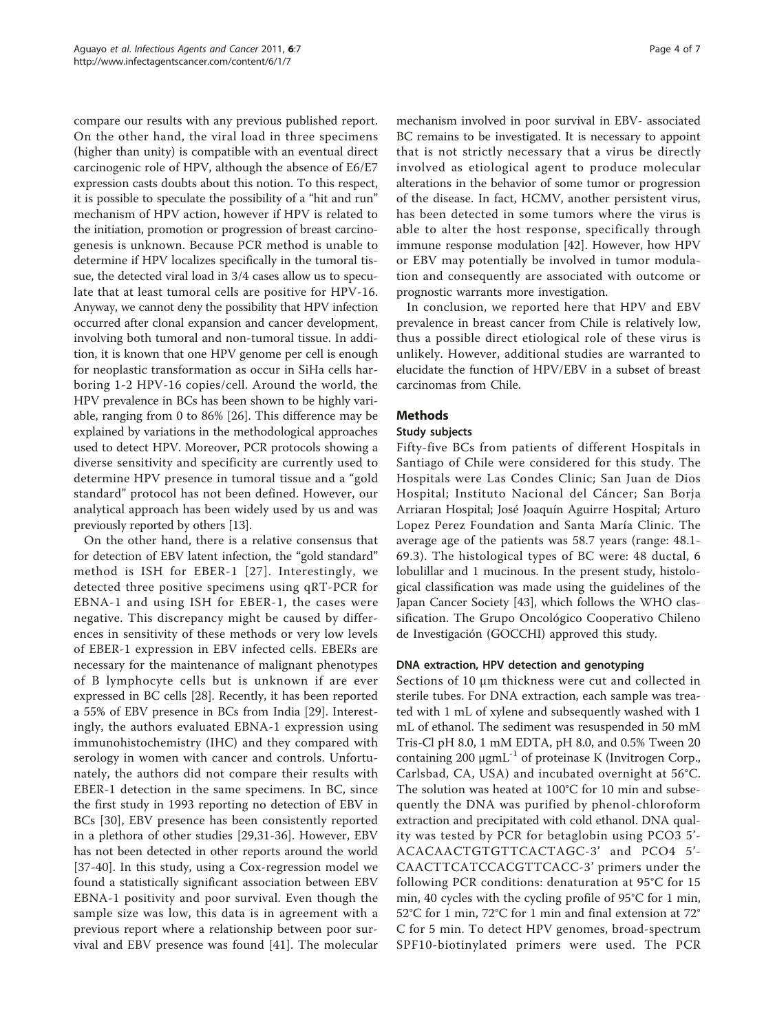compare our results with any previous published report. On the other hand, the viral load in three specimens (higher than unity) is compatible with an eventual direct carcinogenic role of HPV, although the absence of E6/E7 expression casts doubts about this notion. To this respect, it is possible to speculate the possibility of a "hit and run" mechanism of HPV action, however if HPV is related to the initiation, promotion or progression of breast carcinogenesis is unknown. Because PCR method is unable to determine if HPV localizes specifically in the tumoral tissue, the detected viral load in 3/4 cases allow us to speculate that at least tumoral cells are positive for HPV-16. Anyway, we cannot deny the possibility that HPV infection occurred after clonal expansion and cancer development, involving both tumoral and non-tumoral tissue. In addition, it is known that one HPV genome per cell is enough for neoplastic transformation as occur in SiHa cells harboring 1-2 HPV-16 copies/cell. Around the world, the HPV prevalence in BCs has been shown to be highly variable, ranging from 0 to 86% [26]. This difference may be explained by variations in the methodological approaches used to detect HPV. Moreover, PCR protocols showing a diverse sensitivity and specificity are currently used to determine HPV presence in tumoral tissue and a "gold standard" protocol has not been defined. However, our analytical approach has been widely used by us and was previously reported by others [13].

On the other hand, there is a relative consensus that for detection of EBV latent infection, the "gold standard" method is ISH for EBER-1 [27]. Interestingly, we detected three positive specimens using qRT-PCR for EBNA-1 and using ISH for EBER-1, the cases were negative. This discrepancy might be caused by differences in sensitivity of these methods or very low levels of EBER-1 expression in EBV infected cells. EBERs are necessary for the maintenance of malignant phenotypes of B lymphocyte cells but is unknown if are ever expressed in BC cells [28]. Recently, it has been reported a 55% of EBV presence in BCs from India [29]. Interestingly, the authors evaluated EBNA-1 expression using immunohistochemistry (IHC) and they compared with serology in women with cancer and controls. Unfortunately, the authors did not compare their results with EBER-1 detection in the same specimens. In BC, since the first study in 1993 reporting no detection of EBV in BCs [30], EBV presence has been consistently reported in a plethora of other studies [29,31-36]. However, EBV has not been detected in other reports around the world [37-40]. In this study, using a Cox-regression model we found a statistically significant association between EBV EBNA-1 positivity and poor survival. Even though the sample size was low, this data is in agreement with a previous report where a relationship between poor survival and EBV presence was found [41]. The molecular mechanism involved in poor survival in EBV- associated BC remains to be investigated. It is necessary to appoint that is not strictly necessary that a virus be directly involved as etiological agent to produce molecular alterations in the behavior of some tumor or progression of the disease. In fact, HCMV, another persistent virus, has been detected in some tumors where the virus is able to alter the host response, specifically through immune response modulation [42]. However, how HPV or EBV may potentially be involved in tumor modulation and consequently are associated with outcome or prognostic warrants more investigation.

In conclusion, we reported here that HPV and EBV prevalence in breast cancer from Chile is relatively low, thus a possible direct etiological role of these virus is unlikely. However, additional studies are warranted to elucidate the function of HPV/EBV in a subset of breast carcinomas from Chile.

## Methods

### Study subjects

Fifty-five BCs from patients of different Hospitals in Santiago of Chile were considered for this study. The Hospitals were Las Condes Clinic; San Juan de Dios Hospital; Instituto Nacional del Cáncer; San Borja Arriaran Hospital; José Joaquín Aguirre Hospital; Arturo Lopez Perez Foundation and Santa María Clinic. The average age of the patients was 58.7 years (range: 48.1-69.3). The histological types of BC were: 48 ductal, 6 lobulillar and 1 mucinous. In the present study, histological classification was made using the guidelines of the Japan Cancer Society [43], which follows the WHO classification. The Grupo Oncológico Cooperativo Chileno de Investigación (GOCCHI) approved this study.

### DNA extraction, HPV detection and genotyping

Sections of 10 μm thickness were cut and collected in sterile tubes. For DNA extraction, each sample was treated with 1 mL of xylene and subsequently washed with 1 mL of ethanol. The sediment was resuspended in 50 mM Tris-Cl pH 8.0, 1 mM EDTA, pH 8.0, and 0.5% Tween 20 containing 200 $\mu g mL^{-1}$ of proteinase K (Invitrogen Corp., Carlsbad, CA, USA) and incubated overnight at 56°C. The solution was heated at 100°C for 10 min and subsequently the DNA was purified by phenol-chloroform extraction and precipitated with cold ethanol. DNA quality was tested by PCR for betaglobin using PCO3 5'-ACACAACTGTGTTCACTAGC-3' and PCO4 5'-CAACTTCATCCACGTTCACC-3' primers under the following PCR conditions: denaturation at 95°C for 15 min, 40 cycles with the cycling profile of 95°C for 1 min, 52°C for 1 min, 72°C for 1 min and final extension at 72°C for 5 min. To detect HPV genomes, broad-spectrum SPF10-biotinylated primers were used. The PCR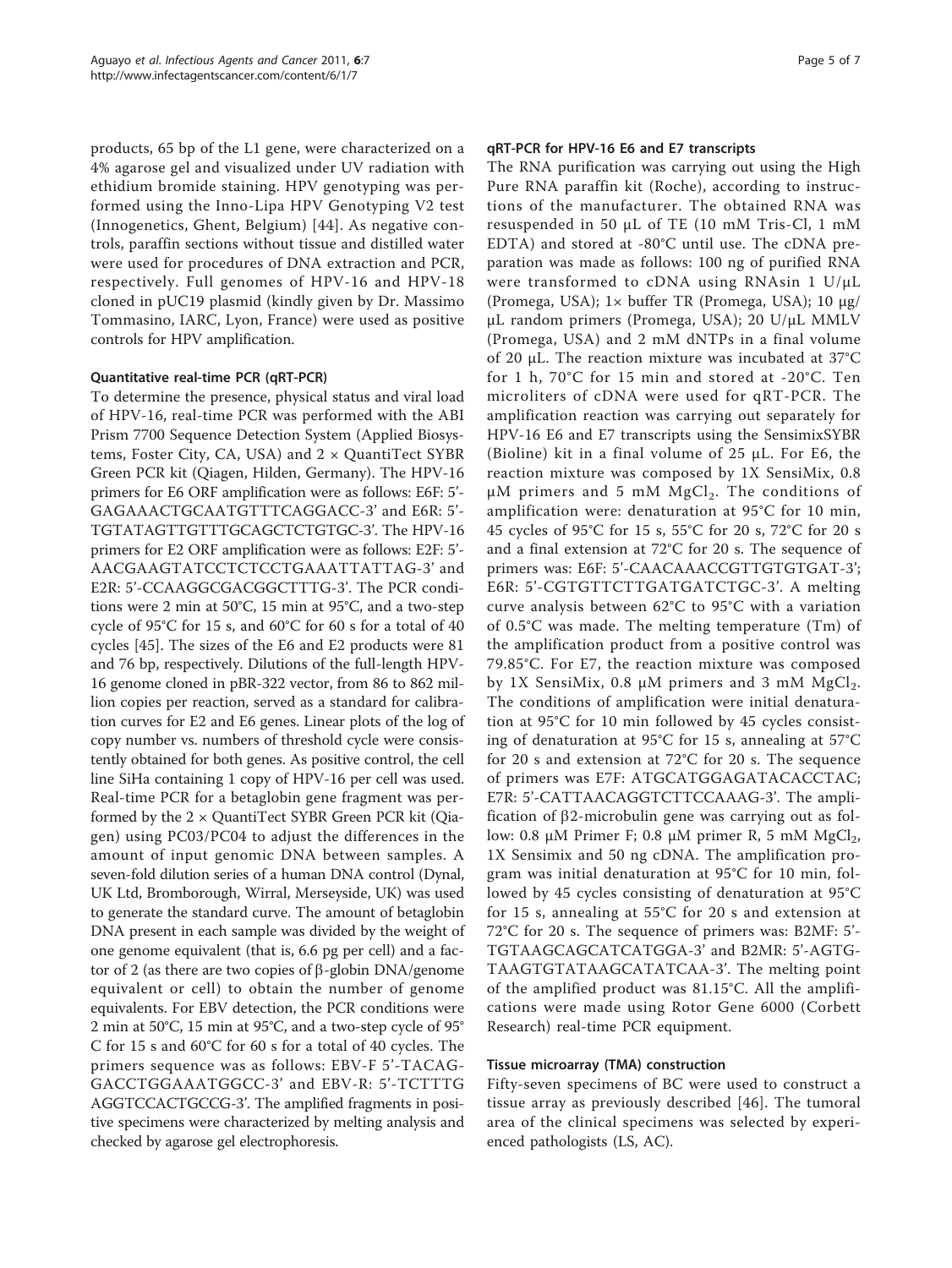products, 65 bp of the L1 gene, were characterized on a 4% agarose gel and visualized under UV radiation with ethidium bromide staining. HPV genotyping was performed using the Inno-Lipa HPV Genotyping V2 test (Innogenetics, Ghent, Belgium) [44]. As negative controls, paraffin sections without tissue and distilled water were used for procedures of DNA extraction and PCR, respectively. Full genomes of HPV-16 and HPV-18 cloned in pUC19 plasmid (kindly given by Dr. Massimo Tommasino, IARC, Lyon, France) were used as positive controls for HPV amplification.

#### Quantitative real-time PCR (qRT-PCR)

To determine the presence, physical status and viral load of HPV-16, real-time PCR was performed with the ABI Prism 7700 Sequence Detection System (Applied Biosystems, Foster City, CA, USA) and 2 × QuantiTect SYBR Green PCR kit (Qiagen, Hilden, Germany). The HPV-16 primers for E6 ORF amplification were as follows: E6F: 5'-GAGAAACTGCAATGTTTCAGGACC-3' and E6R: 5'-TGTATAGTTGTTTGCAGCTCTGTGC-3'. The HPV-16 primers for E2 ORF amplification were as follows: E2F: 5'-AACGAAGTATCCTCTCCTGAAATTATTAG-3' and E2R: 5'-CCAAGGCGACGGCTTTG-3'. The PCR conditions were 2 min at 50°C, 15 min at 95°C, and a two-step cycle of 95°C for 15 s, and 60°C for 60 s for a total of 40 cycles [45]. The sizes of the E6 and E2 products were 81 and 76 bp, respectively. Dilutions of the full-length HPV-16 genome cloned in pBR-322 vector, from 86 to 862 million copies per reaction, served as a standard for calibration curves for E2 and E6 genes. Linear plots of the log of copy number vs. numbers of threshold cycle were consistently obtained for both genes. As positive control, the cell line SiHa containing 1 copy of HPV-16 per cell was used. Real-time PCR for a betaglobin gene fragment was performed by the 2 × QuantiTect SYBR Green PCR kit (Qiagen) using PC03/PC04 to adjust the differences in the amount of input genomic DNA between samples. A seven-fold dilution series of a human DNA control (Dynal, UK Ltd, Bromborough, Wirral, Merseyside, UK) was used to generate the standard curve. The amount of betaglobin DNA present in each sample was divided by the weight of one genome equivalent (that is, 6.6 pg per cell) and a factor of 2 (as there are two copies of β-globin DNA/genome equivalent or cell) to obtain the number of genome equivalents. For EBV detection, the PCR conditions were 2 min at 50°C, 15 min at 95°C, and a two-step cycle of 95°C for 15 s and 60°C for 60 s for a total of 40 cycles. The primers sequence was as follows: EBV-F 5'-TACAGGACCTGGAAATGGCC-3' and EBV-R: 5'-TCTTTGAGGTCCACTGCCG-3'. The amplified fragments in positive specimens were characterized by melting analysis and checked by agarose gel electrophoresis.

#### qRT-PCR for HPV-16 E6 and E7 transcripts

The RNA purification was carrying out using the High Pure RNA paraffin kit (Roche), according to instructions of the manufacturer. The obtained RNA was resuspended in 50 μL of TE (10 mM Tris-Cl, 1 mM EDTA) and stored at -80°C until use. The cDNA preparation was made as follows: 100 ng of purified RNA were transformed to cDNA using RNAsin 1 U/μL (Promega, USA); 1× buffer TR (Promega, USA); 10 μg/μL random primers (Promega, USA); 20 U/μL MMLV (Promega, USA) and 2 mM dNTPs in a final volume of 20 μL. The reaction mixture was incubated at 37°C for 1 h, 70°C for 15 min and stored at -20°C. Ten microliters of cDNA were used for qRT-PCR. The amplification reaction was carrying out separately for HPV-16 E6 and E7 transcripts using the SensimixSYBR (Bioline) kit in a final volume of 25 μL. For E6, the reaction mixture was composed by 1X SensiMix, 0.8 μM primers and 5 mM $MgCl_2$. The conditions of amplification were: denaturation at 95°C for 10 min, 45 cycles of 95°C for 15 s, 55°C for 20 s, 72°C for 20 s and a final extension at 72°C for 20 s. The sequence of primers was: E6F: 5'-CAACAAACCGTTGTGTGAT-3'; E6R: 5'-CGTGTTCTTGATGATCTGC-3'. A melting curve analysis between 62°C to 95°C with a variation of 0.5°C was made. The melting temperature (Tm) of the amplification product from a positive control was 79.85°C. For E7, the reaction mixture was composed by 1X SensiMix, 0.8 μM primers and 3 mM $MgCl_2$. The conditions of amplification were initial denaturation at 95°C for 10 min followed by 45 cycles consisting of denaturation at 95°C for 15 s, annealing at 57°C for 20 s and extension at 72°C for 20 s. The sequence of primers was E7F: ATGCATGGAGATACACCTAC; E7R: 5'-CATTAACAGGTCTTCCAAAG-3'. The amplification of β2-microbulin gene was carrying out as follow: 0.8 μM Primer F; 0.8 μM primer R, 5 mM $MgCl_2$, 1X Sensimix and 50 ng cDNA. The amplification program was initial denaturation at 95°C for 10 min, followed by 45 cycles consisting of denaturation at 95°C for 15 s, annealing at 55°C for 20 s and extension at 72°C for 20 s. The sequence of primers was: B2MF: 5'-TGTAAGCAGCATCATGGA-3' and B2MR: 5'-AGTGTAAGTGTATAAGCATATCAA-3'. The melting point of the amplified product was 81.15°C. All the amplifications were made using Rotor Gene 6000 (Corbett Research) real-time PCR equipment.

#### Tissue microarray (TMA) construction

Fifty-seven specimens of BC were used to construct a tissue array as previously described [46]. The tumoral area of the clinical specimens was selected by experienced pathologists (LS, AC).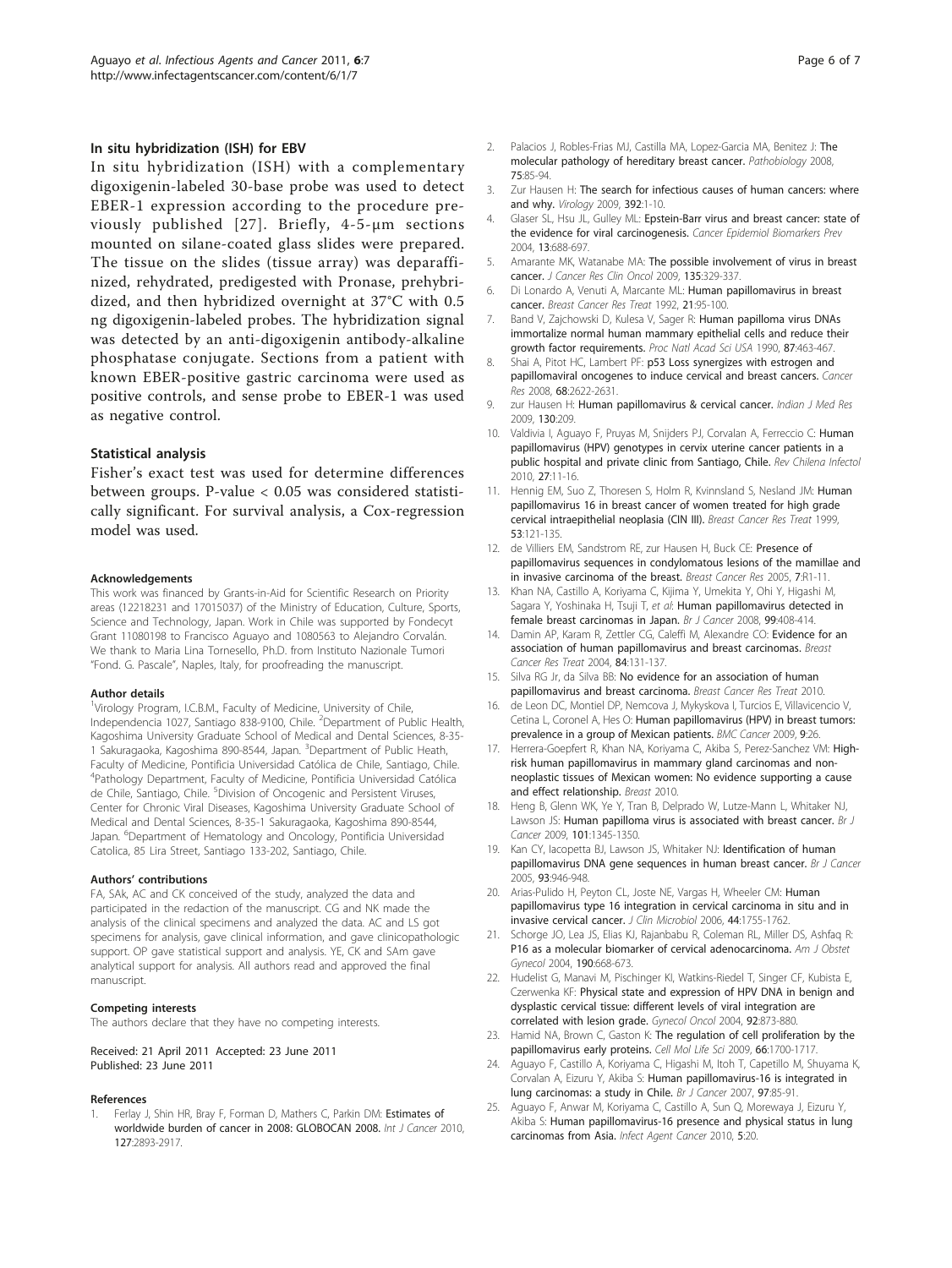### In situ hybridization (ISH) for EBV

In situ hybridization (ISH) with a complementary digoxigenin-labeled 30-base probe was used to detect EBER-1 expression according to the procedure previously published [27]. Briefly, 4-5-μm sections mounted on silane-coated glass slides were prepared. The tissue on the slides (tissue array) was deparaffinized, rehydrated, predigested with Pronase, prehybridized, and then hybridized overnight at 37°C with 0.5 ng digoxigenin-labeled probes. The hybridization signal was detected by an anti-digoxigenin antibody-alkaline phosphatase conjugate. Sections from a patient with known EBER-positive gastric carcinoma were used as positive controls, and sense probe to EBER-1 was used as negative control.

### Statistical analysis

Fisher's exact test was used for determine differences between groups. P-value < 0.05 was considered statistically significant. For survival analysis, a Cox-regression model was used.

#### Acknowledgements

This work was financed by Grants-in-Aid for Scientific Research on Priority areas (12218231 and 17015037) of the Ministry of Education, Culture, Sports, Science and Technology, Japan. Work in Chile was supported by Fondecyt Grant 11080198 to Francisco Aguayo and 1080563 to Alejandro Corvalán. We thank to Maria Lina Tornesello, Ph.D. from Instituto Nazionale Tumori "Fond. G. Pascale", Naples, Italy, for proofreading the manuscript.

#### Author details

[1]Virology Program, I.C.B.M., Faculty of Medicine, University of Chile, Independencia 1027, Santiago 838-9100, Chile. [2]Department of Public Health, Kagoshima University Graduate School of Medical and Dental Sciences, 8-35-1 Sakuragaoka, Kagoshima 890-8544, Japan. [3]Department of Public Heath, Faculty of Medicine, Pontificia Universidad Católica de Chile, Santiago, Chile. [4]Pathology Department, Faculty of Medicine, Pontificia Universidad Católica de Chile, Santiago, Chile. [5]Division of Oncogenic and Persistent Viruses, Center for Chronic Viral Diseases, Kagoshima University Graduate School of Medical and Dental Sciences, 8-35-1 Sakuragaoka, Kagoshima 890-8544, Japan. [6]Department of Hematology and Oncology, Pontificia Universidad Catolica, 85 Lira Street, Santiago 133-202, Santiago, Chile.

#### Authors' contributions

FA, SAk, AC and CK conceived of the study, analyzed the data and participated in the redaction of the manuscript. CG and NK made the analysis of the clinical specimens and analyzed the data. AC and LS got specimens for analysis, gave clinical information, and gave clinicopathologic support. OP gave statistical support and analysis. YE, CK and SAm gave analytical support for analysis. All authors read and approved the final manuscript.

#### Competing interests

The authors declare that they have no competing interests.

Received: 21 April 2011 Accepted: 23 June 2011
Published: 23 June 2011

#### References

1. Ferlay J, Shin HR, Bray F, Forman D, Mathers C, Parkin DM: **Estimates of worldwide burden of cancer in 2008: GLOBOCAN 2008.** *Int J Cancer* 2010, **127**:2893-2917.
2. Palacios J, Robles-Frias MJ, Castilla MA, Lopez-Garcia MA, Benitez J: **The molecular pathology of hereditary breast cancer.** *Pathobiology* 2008, **75**:85-94.
3. Zur Hausen H: **The search for infectious causes of human cancers: where and why.** *Virology* 2009, **392**:1-10.
4. Glaser SL, Hsu JL, Gulley ML: **Epstein-Barr virus and breast cancer: state of the evidence for viral carcinogenesis.** *Cancer Epidemiol Biomarkers Prev* 2004, **13**:688-697.
5. Amarante MK, Watanabe MA: **The possible involvement of virus in breast cancer.** *J Cancer Res Clin Oncol* 2009, **135**:329-337.
6. Di Lonardo A, Venuti A, Marcante ML: **Human papillomavirus in breast cancer.** *Breast Cancer Res Treat* 1992, **21**:95-100.
7. Band V, Zajchowski D, Kulesa V, Sager R: **Human papilloma virus DNAs immortalize normal human mammary epithelial cells and reduce their growth factor requirements.** *Proc Natl Acad Sci USA* 1990, **87**:463-467.
8. Shai A, Pitot HC, Lambert PF: **p53 Loss synergizes with estrogen and papillomaviral oncogenes to induce cervical and breast cancers.** *Cancer Res* 2008, **68**:2622-2631.
9. zur Hausen H: **Human papillomavirus & cervical cancer.** *Indian J Med Res* 2009, **130**:209.
10. Valdivia I, Aguayo F, Pruyas M, Snijders PJ, Corvalan A, Ferreccio C: **Human papillomavirus (HPV) genotypes in cervix uterine cancer patients in a public hospital and private clinic from Santiago, Chile.** *Rev Chilena Infectol* 2010, **27**:11-16.
11. Hennig EM, Suo Z, Thoresen S, Holm R, Kvinnsland S, Nesland JM: **Human papillomavirus 16 in breast cancer of women treated for high grade cervical intraepithelial neoplasia (CIN III).** *Breast Cancer Res Treat* 1999, **53**:121-135.
12. de Villiers EM, Sandstrom RE, zur Hausen H, Buck CE: **Presence of papillomavirus sequences in condylomatous lesions of the mamillae and in invasive carcinoma of the breast.** *Breast Cancer Res* 2005, **7**:R1-11.
13. Khan NA, Castillo A, Koriyama C, Kijima Y, Umekita Y, Ohi Y, Higashi M, Sagara Y, Yoshinaka H, Tsuji T, *et al*: **Human papillomavirus detected in female breast carcinomas in Japan.** *Br J Cancer* 2008, **99**:408-414.
14. Damin AP, Karam R, Zettler CG, Caleffi M, Alexandre CO: **Evidence for an association of human papillomavirus and breast carcinomas.** *Breast Cancer Res Treat* 2004, **84**:131-137.
15. Silva RG Jr, da Silva BB: **No evidence for an association of human papillomavirus and breast carcinoma.** *Breast Cancer Res Treat* 2010.
16. de Leon DC, Montiel DP, Nemcova J, Mykyskova I, Turcios E, Villavicencio V, Cetina L, Coronel A, Hes O: **Human papillomavirus (HPV) in breast tumors: prevalence in a group of Mexican patients.** *BMC Cancer* 2009, **9**:26.
17. Herrera-Goepfert R, Khan NA, Koriyama C, Akiba S, Perez-Sanchez VM: **High-risk human papillomavirus in mammary gland carcinomas and non-neoplastic tissues of Mexican women: No evidence supporting a cause and effect relationship.** *Breast* 2010.
18. Heng B, Glenn WK, Ye Y, Tran B, Delprado W, Lutze-Mann L, Whitaker NJ, Lawson JS: **Human papilloma virus is associated with breast cancer.** *Br J Cancer* 2009, **101**:1345-1350.
19. Kan CY, Iacopetta BJ, Lawson JS, Whitaker NJ: **Identification of human papillomavirus DNA gene sequences in human breast cancer.** *Br J Cancer* 2005, **93**:946-948.
20. Arias-Pulido H, Peyton CL, Joste NE, Vargas H, Wheeler CM: **Human papillomavirus type 16 integration in cervical carcinoma in situ and in invasive cervical cancer.** *J Clin Microbiol* 2006, **44**:1755-1762.
21. Schorge JO, Lea JS, Elias KJ, Rajanbabu R, Coleman RL, Miller DS, Ashfaq R: **P16 as a molecular biomarker of cervical adenocarcinoma.** *Am J Obstet Gynecol* 2004, **190**:668-673.
22. Hudelist G, Manavi M, Pischinger KI, Watkins-Riedel T, Singer CF, Kubista E, Czerwenka KF: **Physical state and expression of HPV DNA in benign and dysplastic cervical tissue: different levels of viral integration are correlated with lesion grade.** *Gynecol Oncol* 2004, **92**:873-880.
23. Hamid NA, Brown C, Gaston K: **The regulation of cell proliferation by the papillomavirus early proteins.** *Cell Mol Life Sci* 2009, **66**:1700-1717.
24. Aguayo F, Castillo A, Koriyama C, Higashi M, Itoh T, Capetillo M, Shuyama K, Corvalan A, Eizuru Y, Akiba S: **Human papillomavirus-16 is integrated in lung carcinomas: a study in Chile.** *Br J Cancer* 2007, **97**:85-91.
25. Aguayo F, Anwar M, Koriyama C, Castillo A, Sun Q, Morewaya J, Eizuru Y, Akiba S: **Human papillomavirus-16 presence and physical status in lung carcinomas from Asia.** *Infect Agent Cancer* 2010, **5**:20.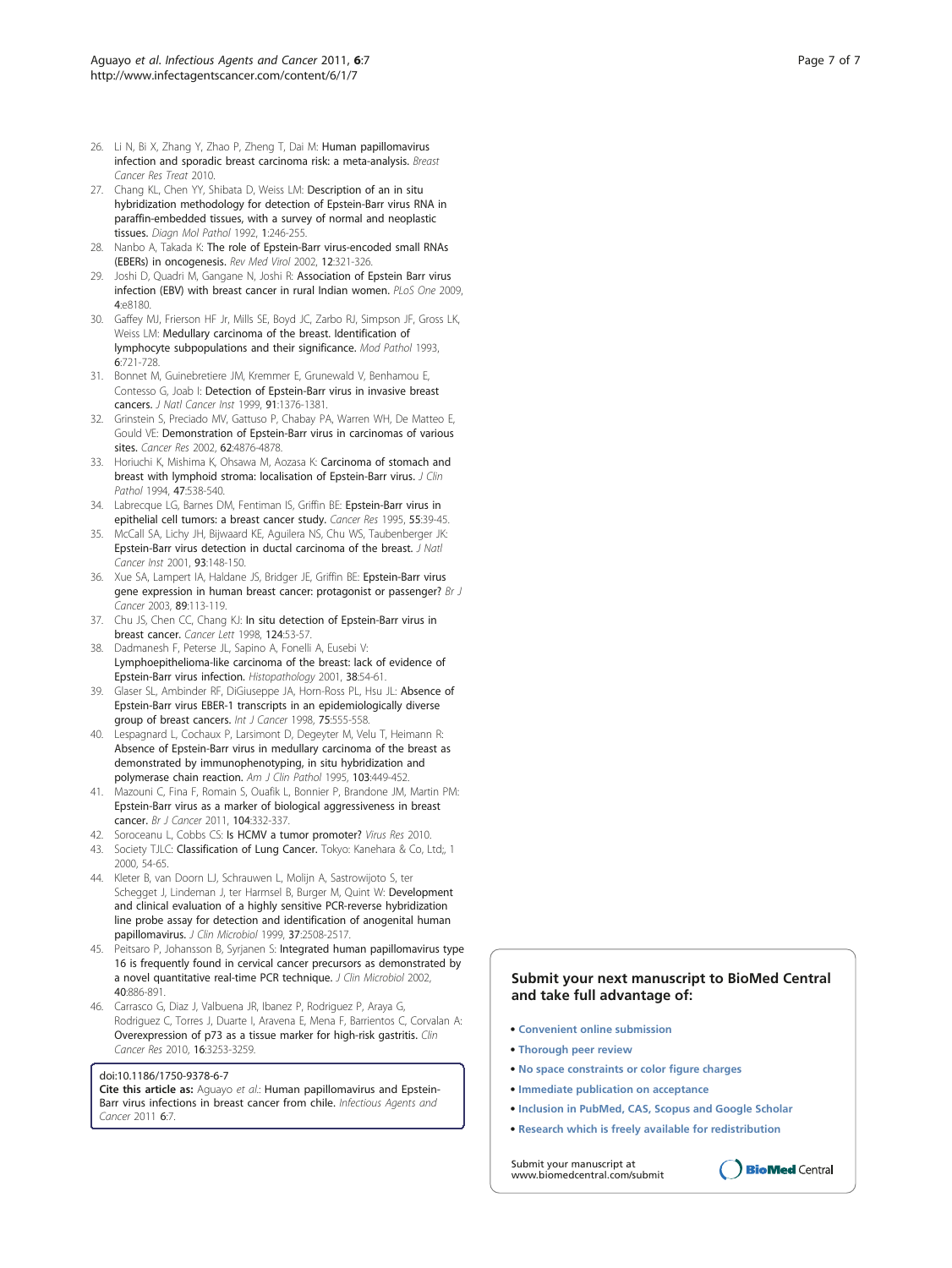26. Li N, Bi X, Zhang Y, Zhao P, Zheng T, Dai M: **Human papillomavirus infection and sporadic breast carcinoma risk: a meta-analysis.** *Breast Cancer Res Treat* 2010.
27. Chang KL, Chen YY, Shibata D, Weiss LM: **Description of an in situ hybridization methodology for detection of Epstein-Barr virus RNA in paraffin-embedded tissues, with a survey of normal and neoplastic tissues.** *Diagn Mol Pathol* 1992, **1**:246-255.
28. Nanbo A, Takada K: **The role of Epstein-Barr virus-encoded small RNAs (EBERs) in oncogenesis.** *Rev Med Virol* 2002, **12**:321-326.
29. Joshi D, Quadri M, Gangane N, Joshi R: **Association of Epstein Barr virus infection (EBV) with breast cancer in rural Indian women.** *PLoS One* 2009, **4**:e8180.
30. Gaffey MJ, Frierson HF Jr, Mills SE, Boyd JC, Zarbo RJ, Simpson JF, Gross LK, Weiss LM: **Medullary carcinoma of the breast. Identification of lymphocyte subpopulations and their significance.** *Mod Pathol* 1993, **6**:721-728.
31. Bonnet M, Guinebretiere JM, Kremmer E, Grunewald V, Benhamou E, Contesso G, Joab I: **Detection of Epstein-Barr virus in invasive breast cancers.** *J Natl Cancer Inst* 1999, **91**:1376-1381.
32. Grinstein S, Preciado MV, Gattuso P, Chabay PA, Warren WH, De Matteo E, Gould VE: **Demonstration of Epstein-Barr virus in carcinomas of various sites.** *Cancer Res* 2002, **62**:4876-4878.
33. Horiuchi K, Mishima K, Ohsawa M, Aozasa K: **Carcinoma of stomach and breast with lymphoid stroma: localisation of Epstein-Barr virus.** *J Clin Pathol* 1994, **47**:538-540.
34. Labrecque LG, Barnes DM, Fentiman IS, Griffin BE: **Epstein-Barr virus in epithelial cell tumors: a breast cancer study.** *Cancer Res* 1995, **55**:39-45.
35. McCall SA, Lichy JH, Bijwaard KE, Aguilera NS, Chu WS, Taubenberger JK: **Epstein-Barr virus detection in ductal carcinoma of the breast.** *J Natl Cancer Inst* 2001, **93**:148-150.
36. Xue SA, Lampert IA, Haldane JS, Bridger JE, Griffin BE: **Epstein-Barr virus gene expression in human breast cancer: protagonist or passenger?** *Br J Cancer* 2003, **89**:113-119.
37. Chu JS, Chen CC, Chang KJ: **In situ detection of Epstein-Barr virus in breast cancer.** *Cancer Lett* 1998, **124**:53-57.
38. Dadmanesh F, Peterse JL, Sapino A, Fonelli A, Eusebi V: **Lymphoepithelioma-like carcinoma of the breast: lack of evidence of Epstein-Barr virus infection.** *Histopathology* 2001, **38**:54-61.
39. Glaser SL, Ambinder RF, DiGiuseppe JA, Horn-Ross PL, Hsu JL: **Absence of Epstein-Barr virus EBER-1 transcripts in an epidemiologically diverse group of breast cancers.** *Int J Cancer* 1998, **75**:555-558.
40. Lespagnard L, Cochaux P, Larsimont D, Degeyter M, Velu T, Heimann R: **Absence of Epstein-Barr virus in medullary carcinoma of the breast as demonstrated by immunophenotyping, in situ hybridization and polymerase chain reaction.** *Am J Clin Pathol* 1995, **103**:449-452.
41. Mazouni C, Fina F, Romain S, Ouafik L, Bonnier P, Brandone JM, Martin PM: **Epstein-Barr virus as a marker of biological aggressiveness in breast cancer.** *Br J Cancer* 2011, **104**:332-337.
42. Soroceanu L, Cobbs CS: **Is HCMV a tumor promoter?** *Virus Res* 2010.
43. Society TJLC: **Classification of Lung Cancer.** Tokyo: Kanehara & Co, Ltd;, 1 2000, 54-65.
44. Kleter B, van Doorn LJ, Schrauwen L, Molijn A, Sastrowijoto S, ter Schegget J, Lindeman J, ter Harmsel B, Burger M, Quint W: **Development and clinical evaluation of a highly sensitive PCR-reverse hybridization line probe assay for detection and identification of anogenital human papillomavirus.** *J Clin Microbiol* 1999, **37**:2508-2517.
45. Peitsaro P, Johansson B, Syrjanen S: **Integrated human papillomavirus type 16 is frequently found in cervical cancer precursors as demonstrated by a novel quantitative real-time PCR technique.** *J Clin Microbiol* 2002, **40**:886-891.
46. Carrasco G, Diaz J, Valbuena JR, Ibanez P, Rodriguez P, Araya G, Rodriguez C, Torres J, Duarte I, Aravena E, Mena F, Barrientos C, Corvalan A: **Overexpression of p73 as a tissue marker for high-risk gastritis.** *Clin Cancer Res* 2010, **16**:3253-3259.

doi:10.1186/1750-9378-6-7

**Cite this article as:** Aguayo *et al.*: Human papillomavirus and Epstein-Barr virus infections in breast cancer from chile. *Infectious Agents and Cancer* 2011 **6**:7.

**Submit your next manuscript to BioMed Central and take full advantage of:**

- Convenient online submission
- Thorough peer review
- No space constraints or color figure charges
- Immediate publication on acceptance
- Inclusion in PubMed, CAS, Scopus and Google Scholar
- Research which is freely available for redistribution

Submit your manuscript at www.biomedcentral.com/submit

BioMed Central